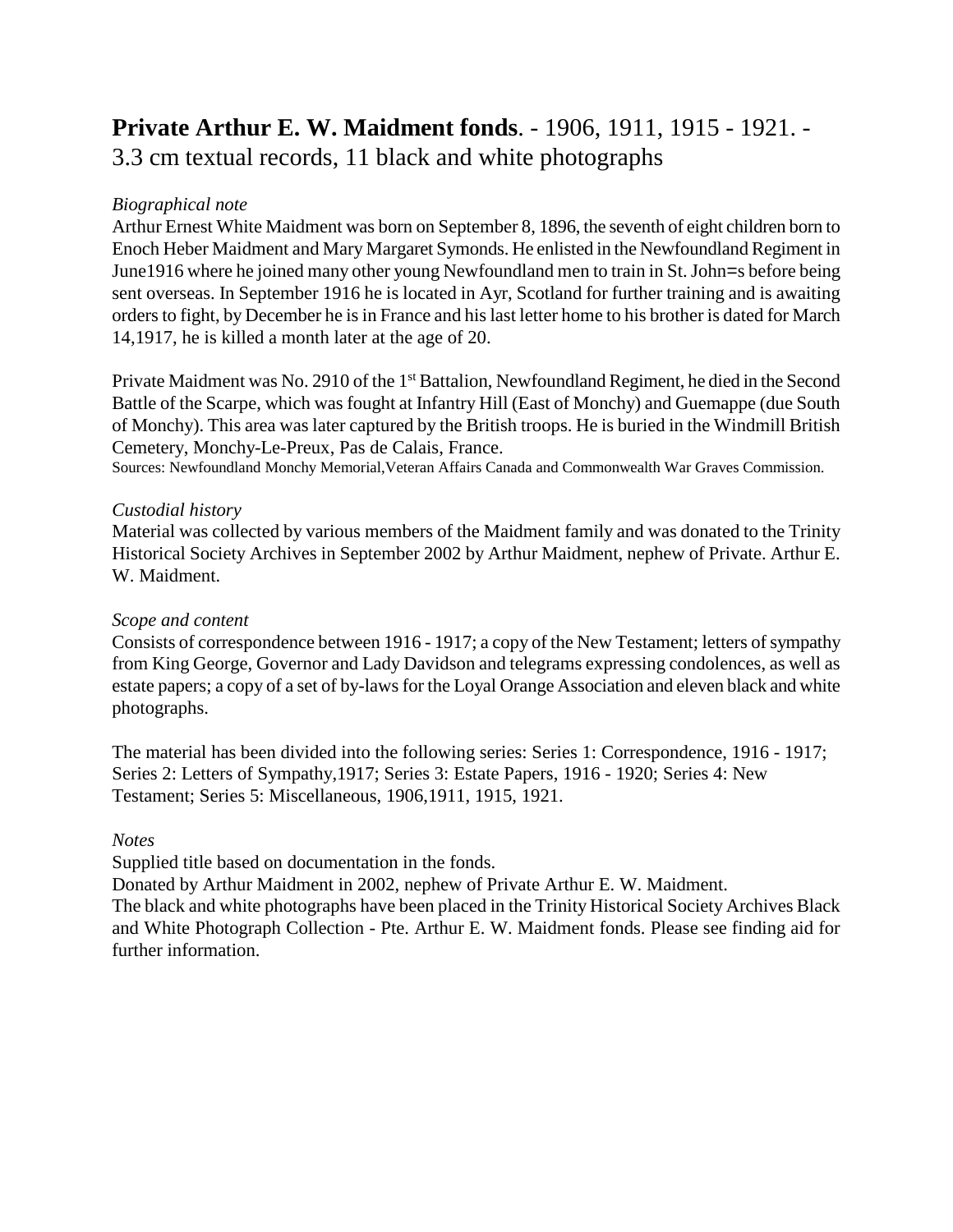# **Private Arthur E. W. Maidment fonds**. - 1906, 1911, 1915 - 1921. - 3.3 cm textual records, 11 black and white photographs

*Biographical note*

Arthur Ernest White Maidment was born on September 8, 1896, the seventh of eight children born to Enoch Heber Maidment and Mary Margaret Symonds. He enlisted in the Newfoundland Regiment in June1916 where he joined many other young Newfoundland men to train in St. John=s before being sent overseas. In September 1916 he is located in Ayr, Scotland for further training and is awaiting orders to fight, by December he is in France and his last letter home to his brother is dated for March 14,1917, he is killed a month later at the age of 20.

Private Maidment was No. 2910 of the 1st Battalion, Newfoundland Regiment, he died in the Second Battle of the Scarpe, which was fought at Infantry Hill (East of Monchy) and Guemappe (due South of Monchy). This area was later captured by the British troops. He is buried in the Windmill British Cemetery, Monchy-Le-Preux, Pas de Calais, France.

Sources: Newfoundland Monchy Memorial,Veteran Affairs Canada and Commonwealth War Graves Commission.

*Custodial history*

Material was collected by various members of the Maidment family and was donated to the Trinity Historical Society Archives in September 2002 by Arthur Maidment, nephew of Private. Arthur E. W. Maidment.

*Scope and content*

Consists of correspondence between 1916 - 1917; a copy of the New Testament; letters of sympathy from King George, Governor and Lady Davidson and telegrams expressing condolences, as well as estate papers; a copy of a set of by-laws for the Loyal Orange Association and eleven black and white photographs.

The material has been divided into the following series: Series 1: Correspondence, 1916 - 1917; Series 2: Letters of Sympathy,1917; Series 3: Estate Papers, 1916 - 1920; Series 4: New Testament; Series 5: Miscellaneous, 1906,1911, 1915, 1921.

*Notes*

Supplied title based on documentation in the fonds.
Donated by Arthur Maidment in 2002, nephew of Private Arthur E. W. Maidment.
The black and white photographs have been placed in the Trinity Historical Society Archives Black and White Photograph Collection - Pte. Arthur E. W. Maidment fonds. Please see finding aid for further information.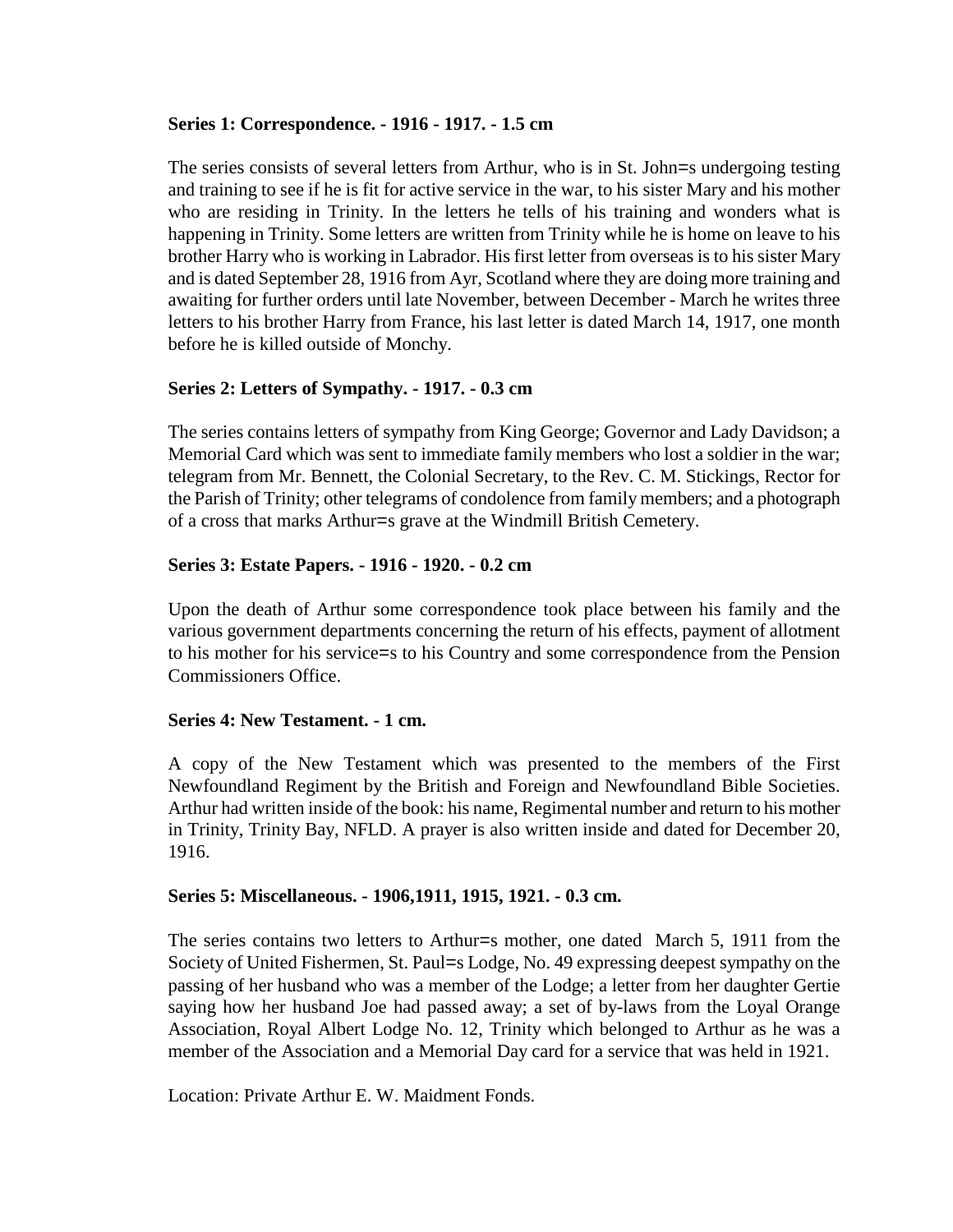**Series 1: Correspondence. - 1916 - 1917. - 1.5 cm**

The series consists of several letters from Arthur, who is in St. John=s undergoing testing and training to see if he is fit for active service in the war, to his sister Mary and his mother who are residing in Trinity. In the letters he tells of his training and wonders what is happening in Trinity. Some letters are written from Trinity while he is home on leave to his brother Harry who is working in Labrador. His first letter from overseas is to his sister Mary and is dated September 28, 1916 from Ayr, Scotland where they are doing more training and awaiting for further orders until late November, between December - March he writes three letters to his brother Harry from France, his last letter is dated March 14, 1917, one month before he is killed outside of Monchy.

**Series 2: Letters of Sympathy. - 1917. - 0.3 cm**

The series contains letters of sympathy from King George; Governor and Lady Davidson; a Memorial Card which was sent to immediate family members who lost a soldier in the war; telegram from Mr. Bennett, the Colonial Secretary, to the Rev. C. M. Stickings, Rector for the Parish of Trinity; other telegrams of condolence from family members; and a photograph of a cross that marks Arthur=s grave at the Windmill British Cemetery.

**Series 3: Estate Papers. - 1916 - 1920. - 0.2 cm**

Upon the death of Arthur some correspondence took place between his family and the various government departments concerning the return of his effects, payment of allotment to his mother for his service=s to his Country and some correspondence from the Pension Commissioners Office.

**Series 4: New Testament. - 1 cm.**

A copy of the New Testament which was presented to the members of the First Newfoundland Regiment by the British and Foreign and Newfoundland Bible Societies. Arthur had written inside of the book: his name, Regimental number and return to his mother in Trinity, Trinity Bay, NFLD. A prayer is also written inside and dated for December 20, 1916.

**Series 5: Miscellaneous. - 1906,1911, 1915, 1921. - 0.3 cm.**

The series contains two letters to Arthur=s mother, one dated March 5, 1911 from the Society of United Fishermen, St. Paul=s Lodge, No. 49 expressing deepest sympathy on the passing of her husband who was a member of the Lodge; a letter from her daughter Gertie saying how her husband Joe had passed away; a set of by-laws from the Loyal Orange Association, Royal Albert Lodge No. 12, Trinity which belonged to Arthur as he was a member of the Association and a Memorial Day card for a service that was held in 1921.

Location: Private Arthur E. W. Maidment Fonds.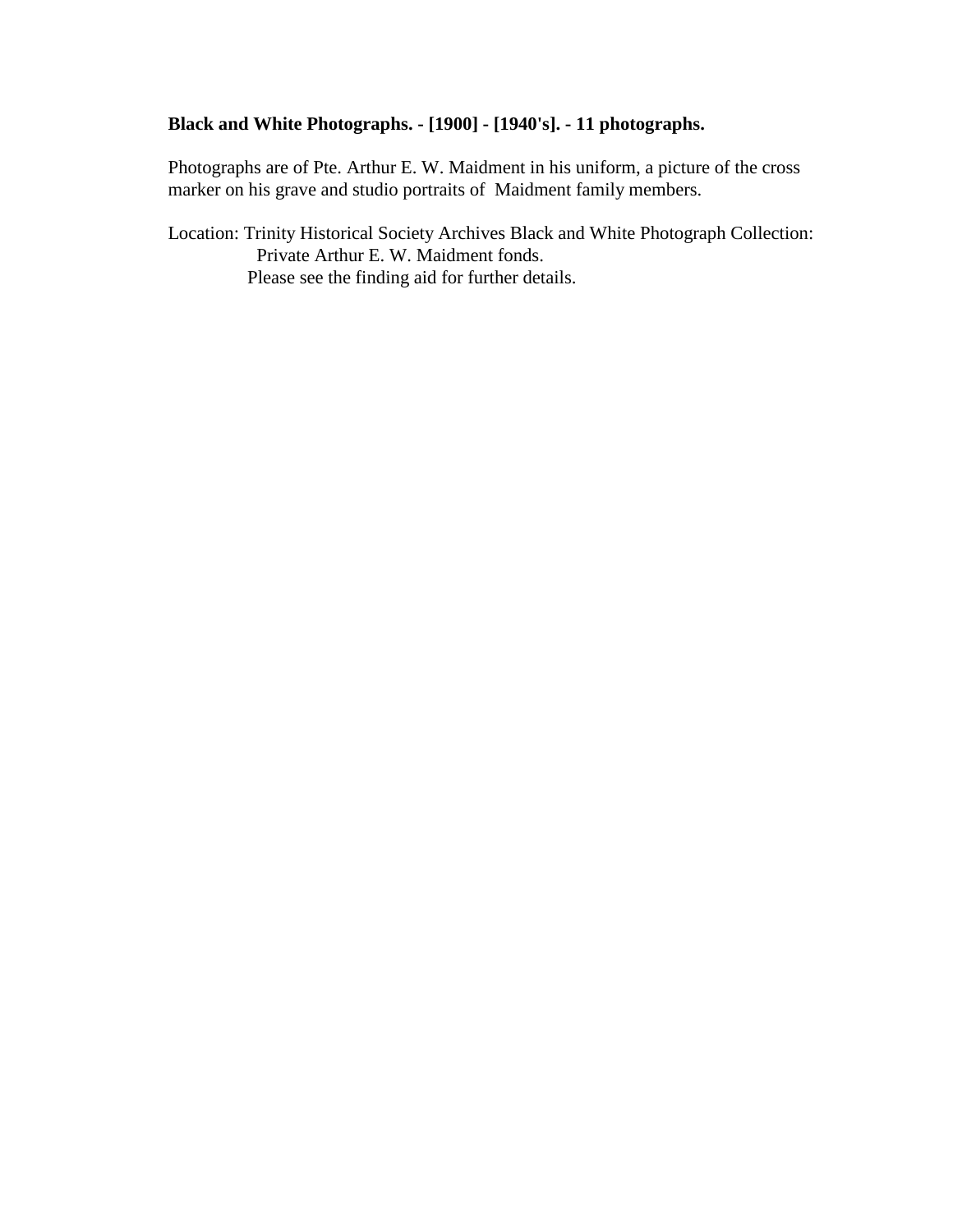**Black and White Photographs. - [1900] - [1940's]. - 11 photographs.**

Photographs are of Pte. Arthur E. W. Maidment in his uniform, a picture of the cross marker on his grave and studio portraits of Maidment family members.

Location: Trinity Historical Society Archives Black and White Photograph Collection:
Private Arthur E. W. Maidment fonds.
Please see the finding aid for further details.